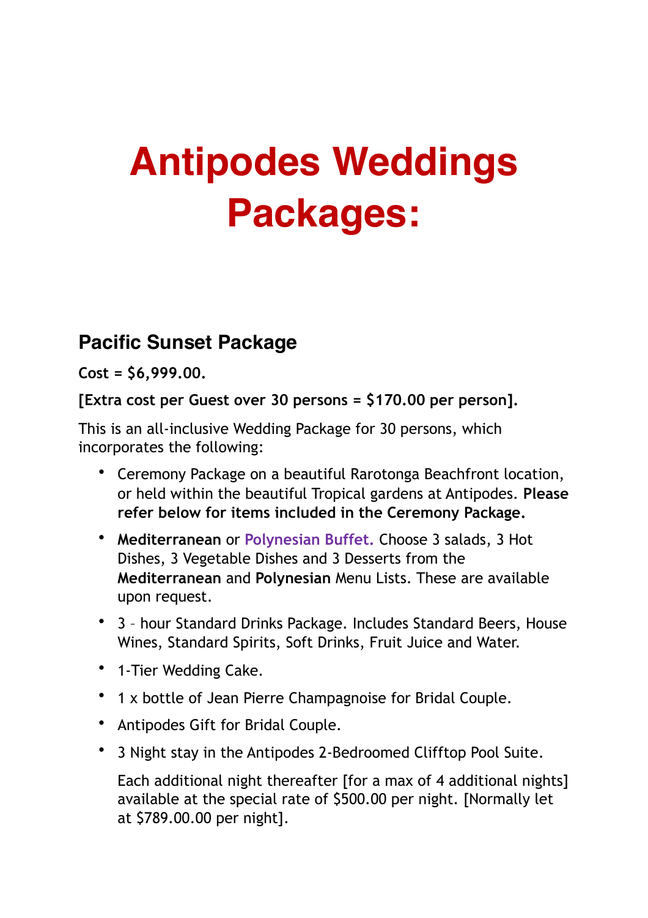# Antipodes Weddings Packages:

## Pacific Sunset Package

**Cost = $6,999.00.**

**[Extra cost per Guest over 30 persons = $170.00 per person].**

This is an all-inclusive Wedding Package for 30 persons, which incorporates the following:

- Ceremony Package on a beautiful Rarotonga Beachfront location, or held within the beautiful Tropical gardens at Antipodes. **Please refer below for items included in the Ceremony Package.**
- **Mediterranean** or **Polynesian Buffet.** Choose 3 salads, 3 Hot Dishes, 3 Vegetable Dishes and 3 Desserts from the **Mediterranean** and **Polynesian** Menu Lists. These are available upon request.
- 3 – hour Standard Drinks Package. Includes Standard Beers, House Wines, Standard Spirits, Soft Drinks, Fruit Juice and Water.
- 1-Tier Wedding Cake.
- 1 x bottle of Jean Pierre Champagnoise for Bridal Couple.
- Antipodes Gift for Bridal Couple.
- 3 Night stay in the Antipodes 2-Bedroomed Clifftop Pool Suite.

  Each additional night thereafter [for a max of 4 additional nights] available at the special rate of $500.00 per night. [Normally let at $789.00.00 per night].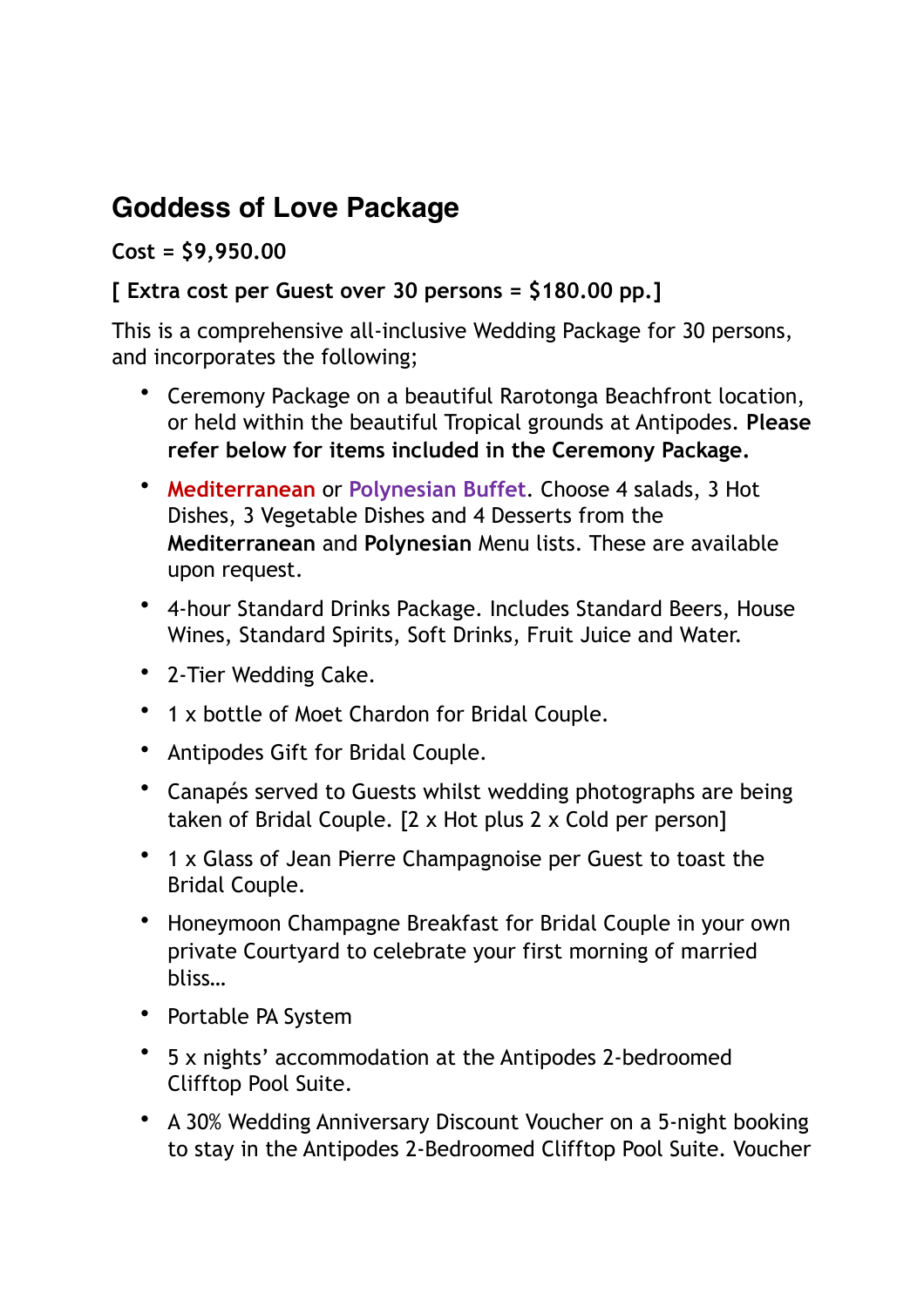## Goddess of Love Package

**Cost = $9,950.00**

**[ Extra cost per Guest over 30 persons = $180.00 pp.]**

This is a comprehensive all-inclusive Wedding Package for 30 persons, and incorporates the following;

- Ceremony Package on a beautiful Rarotonga Beachfront location, or held within the beautiful Tropical grounds at Antipodes. **Please refer below for items included in the Ceremony Package.**
- Mediterranean or Polynesian Buffet. Choose 4 salads, 3 Hot Dishes, 3 Vegetable Dishes and 4 Desserts from the **Mediterranean** and **Polynesian** Menu lists. These are available upon request.
- 4-hour Standard Drinks Package. Includes Standard Beers, House Wines, Standard Spirits, Soft Drinks, Fruit Juice and Water.
- 2-Tier Wedding Cake.
- 1 x bottle of Moet Chardon for Bridal Couple.
- Antipodes Gift for Bridal Couple.
- Canapés served to Guests whilst wedding photographs are being taken of Bridal Couple. [2 x Hot plus 2 x Cold per person]
- 1 x Glass of Jean Pierre Champagnoise per Guest to toast the Bridal Couple.
- Honeymoon Champagne Breakfast for Bridal Couple in your own private Courtyard to celebrate your first morning of married bliss…
- Portable PA System
- 5 x nights' accommodation at the Antipodes 2-bedroomed Clifftop Pool Suite.
- A 30% Wedding Anniversary Discount Voucher on a 5-night booking to stay in the Antipodes 2-Bedroomed Clifftop Pool Suite. Voucher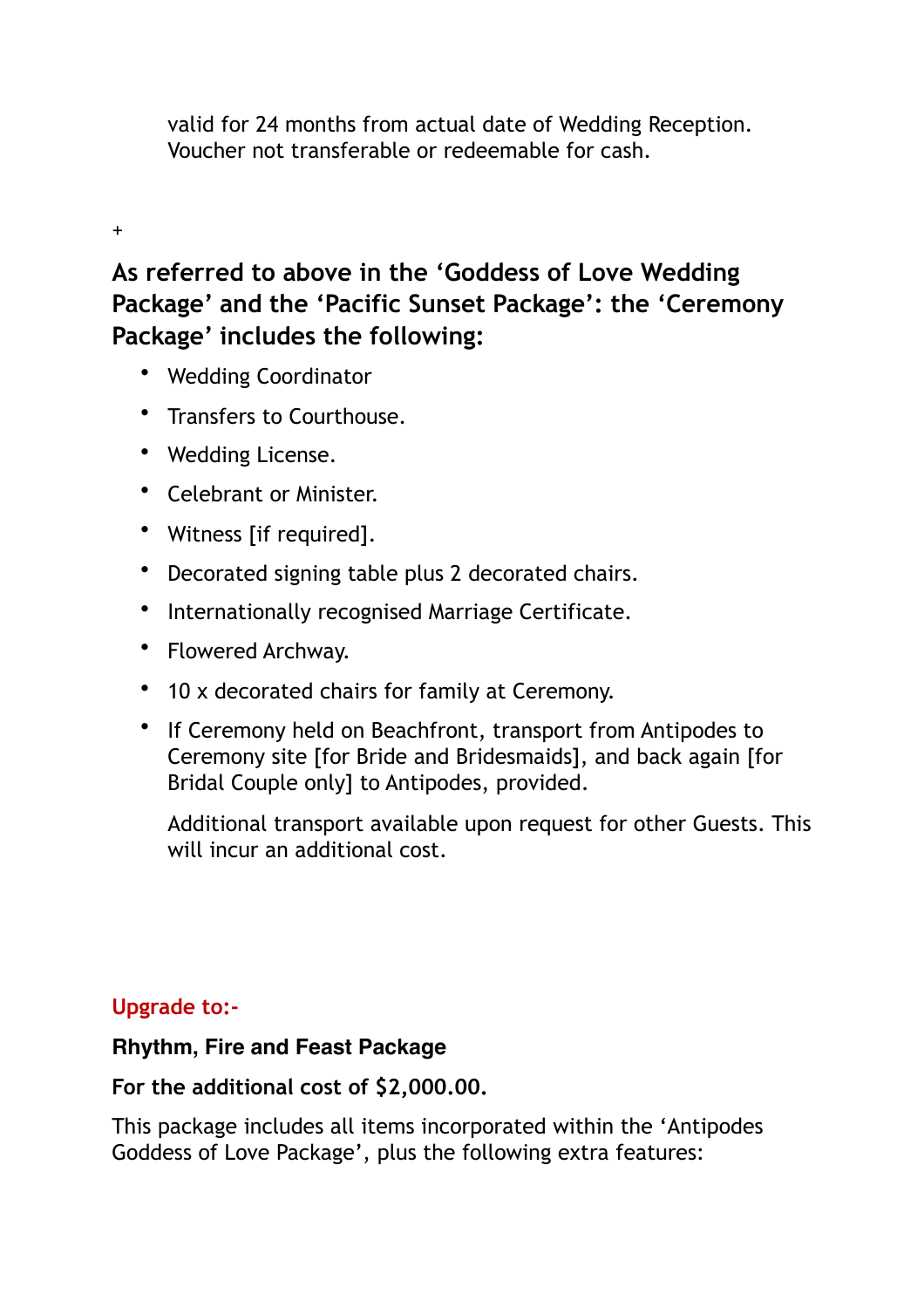valid for 24 months from actual date of Wedding Reception. Voucher not transferable or redeemable for cash.

+

## As referred to above in the 'Goddess of Love Wedding Package' and the 'Pacific Sunset Package': the 'Ceremony Package' includes the following:

- Wedding Coordinator
- Transfers to Courthouse.
- Wedding License.
- Celebrant or Minister.
- Witness [if required].
- Decorated signing table plus 2 decorated chairs.
- Internationally recognised Marriage Certificate.
- Flowered Archway.
- 10 x decorated chairs for family at Ceremony.
- If Ceremony held on Beachfront, transport from Antipodes to Ceremony site [for Bride and Bridesmaids], and back again [for Bridal Couple only] to Antipodes, provided.

  Additional transport available upon request for other Guests. This will incur an additional cost.

**Upgrade to:-**

**Rhythm, Fire and Feast Package**

**For the additional cost of $2,000.00.**

This package includes all items incorporated within the 'Antipodes Goddess of Love Package', plus the following extra features: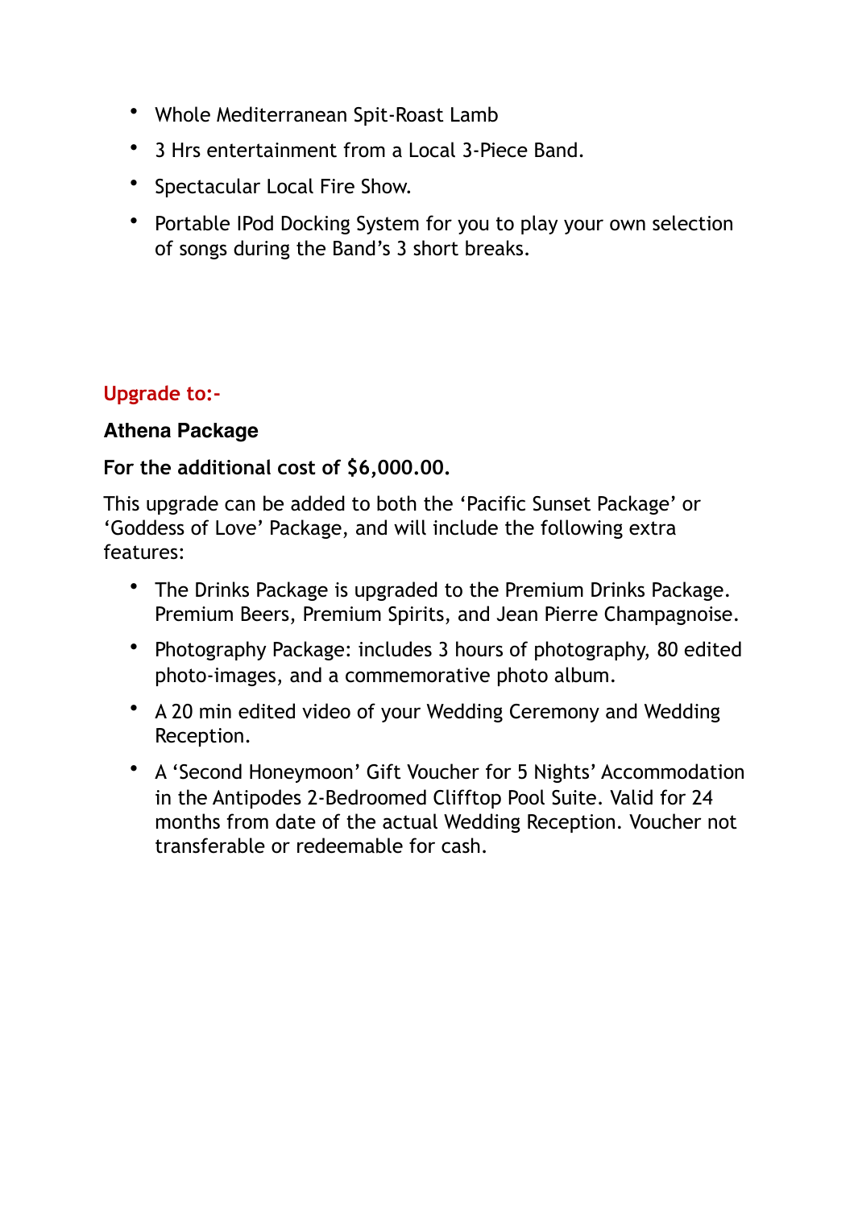- Whole Mediterranean Spit-Roast Lamb
- 3 Hrs entertainment from a Local 3-Piece Band.
- Spectacular Local Fire Show.
- Portable IPod Docking System for you to play your own selection of songs during the Band's 3 short breaks.

**Upgrade to:-**

**Athena Package**

**For the additional cost of $6,000.00.**

This upgrade can be added to both the 'Pacific Sunset Package' or 'Goddess of Love' Package, and will include the following extra features:

- The Drinks Package is upgraded to the Premium Drinks Package. Premium Beers, Premium Spirits, and Jean Pierre Champagnoise.
- Photography Package: includes 3 hours of photography, 80 edited photo-images, and a commemorative photo album.
- A 20 min edited video of your Wedding Ceremony and Wedding Reception.
- A 'Second Honeymoon' Gift Voucher for 5 Nights' Accommodation in the Antipodes 2-Bedroomed Clifftop Pool Suite. Valid for 24 months from date of the actual Wedding Reception. Voucher not transferable or redeemable for cash.